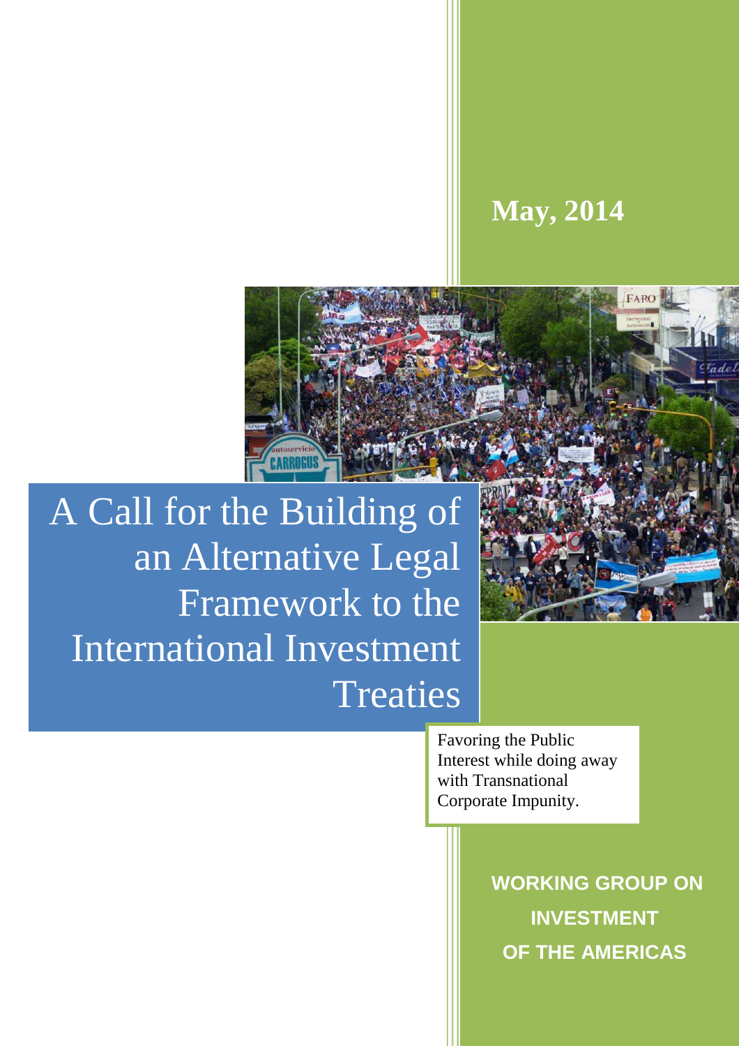**May, 2014**

# A Call for the Building of an Alternative Legal Framework to the International Investment Treaties

Favoring the Public Interest while doing away with Transnational Corporate Impunity.

**WORKING GROUP ON INVESTMENT OF THE AMERICAS**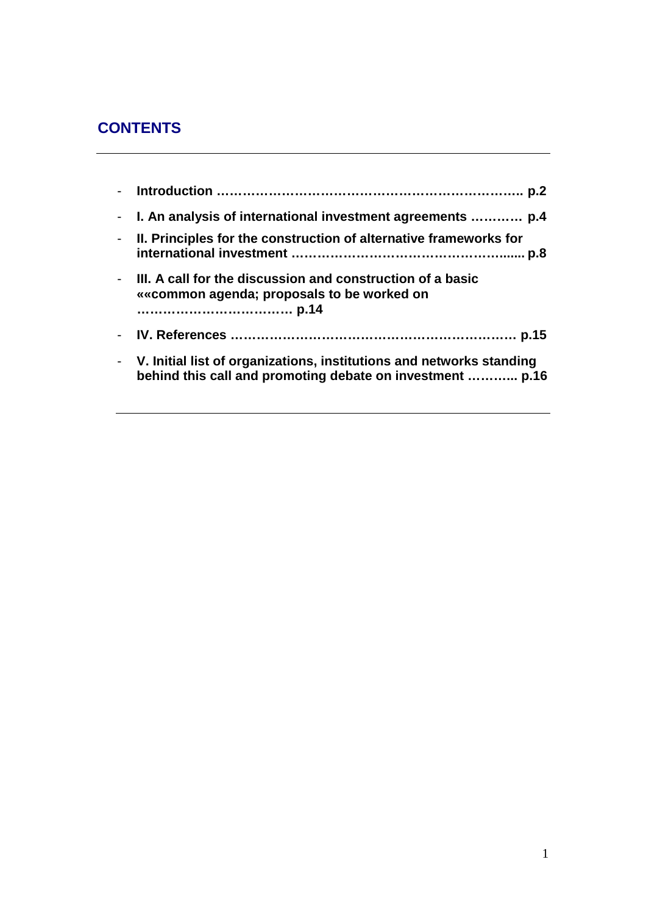## CONTENTS

---

- **Introduction ……………………………………………………………….. p.2**
- **I. An analysis of international investment agreements ………… p.4**
- **II. Principles for the construction of alternative frameworks for international investment …………………………………………...... p.8**
- **III. A call for the discussion and construction of a basic ««common agenda; proposals to be worked on ……………………………… p.14**
- **IV. References ………………………………………………………. p.15**
- **V. Initial list of organizations, institutions and networks standing behind this call and promoting debate on investment ……….. p.16**

---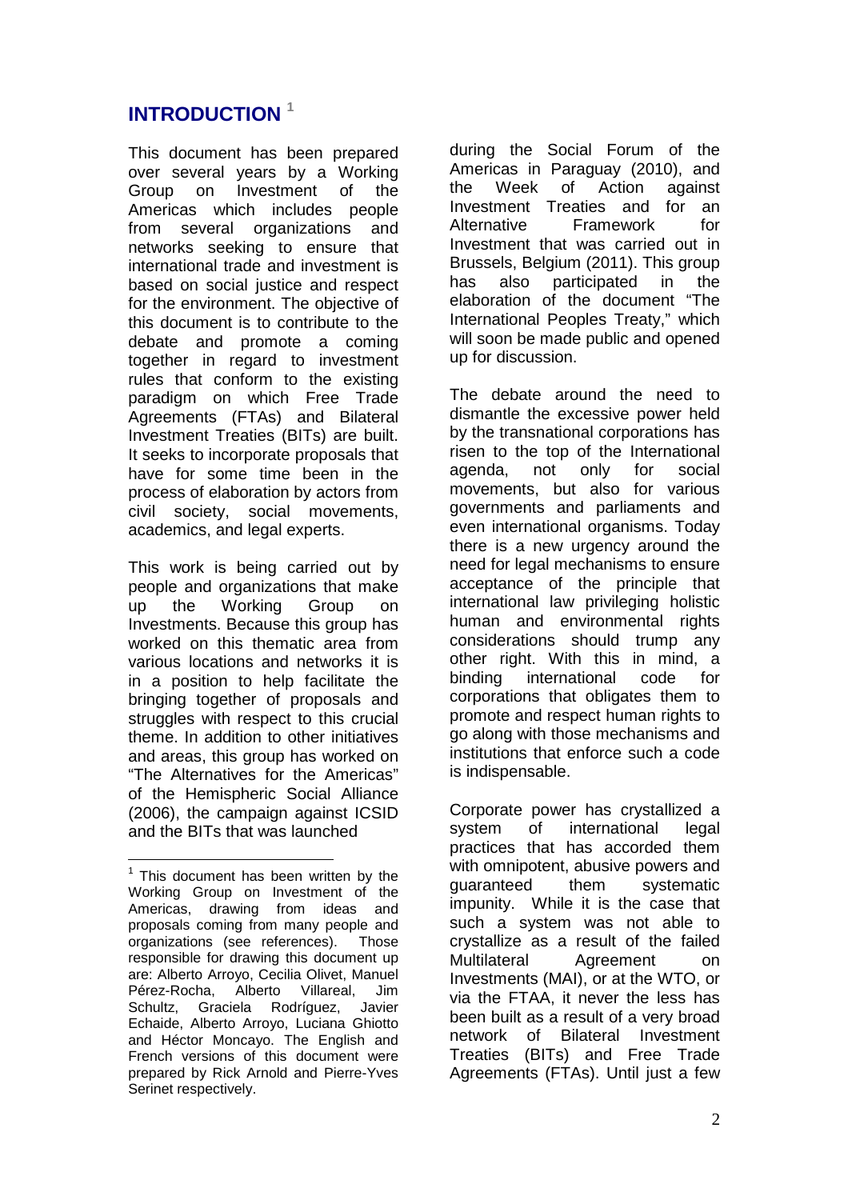## INTRODUCTION [1]

This document has been prepared over several years by a Working Group on Investment of the Americas which includes people from several organizations and networks seeking to ensure that international trade and investment is based on social justice and respect for the environment. The objective of this document is to contribute to the debate and promote a coming together in regard to investment rules that conform to the existing paradigm on which Free Trade Agreements (FTAs) and Bilateral Investment Treaties (BITs) are built. It seeks to incorporate proposals that have for some time been in the process of elaboration by actors from civil society, social movements, academics, and legal experts.

This work is being carried out by people and organizations that make up the Working Group on Investments. Because this group has worked on this thematic area from various locations and networks it is in a position to help facilitate the bringing together of proposals and struggles with respect to this crucial theme. In addition to other initiatives and areas, this group has worked on "The Alternatives for the Americas" of the Hemispheric Social Alliance (2006), the campaign against ICSID and the BITs that was launched during the Social Forum of the Americas in Paraguay (2010), and the Week of Action against Investment Treaties and for an Alternative Framework for Investment that was carried out in Brussels, Belgium (2011). This group has also participated in the elaboration of the document "The International Peoples Treaty," which will soon be made public and opened up for discussion.

The debate around the need to dismantle the excessive power held by the transnational corporations has risen to the top of the International agenda, not only for social movements, but also for various governments and parliaments and even international organisms. Today there is a new urgency around the need for legal mechanisms to ensure acceptance of the principle that international law privileging holistic human and environmental rights considerations should trump any other right. With this in mind, a binding international code for corporations that obligates them to promote and respect human rights to go along with those mechanisms and institutions that enforce such a code is indispensable.

Corporate power has crystallized a system of international legal practices that has accorded them with omnipotent, abusive powers and guaranteed them systematic impunity. While it is the case that such a system was not able to crystallize as a result of the failed Multilateral Agreement on Investments (MAI), or at the WTO, or via the FTAA, it never the less has been built as a result of a very broad network of Bilateral Investment Treaties (BITs) and Free Trade Agreements (FTAs). Until just a few

[1] This document has been written by the Working Group on Investment of the Americas, drawing from ideas and proposals coming from many people and organizations (see references). Those responsible for drawing this document up are: Alberto Arroyo, Cecilia Olivet, Manuel Pérez-Rocha, Alberto Villareal, Jim Schultz, Graciela Rodríguez, Javier Echaide, Alberto Arroyo, Luciana Ghiotto and Héctor Moncayo. The English and French versions of this document were prepared by Rick Arnold and Pierre-Yves Serinet respectively.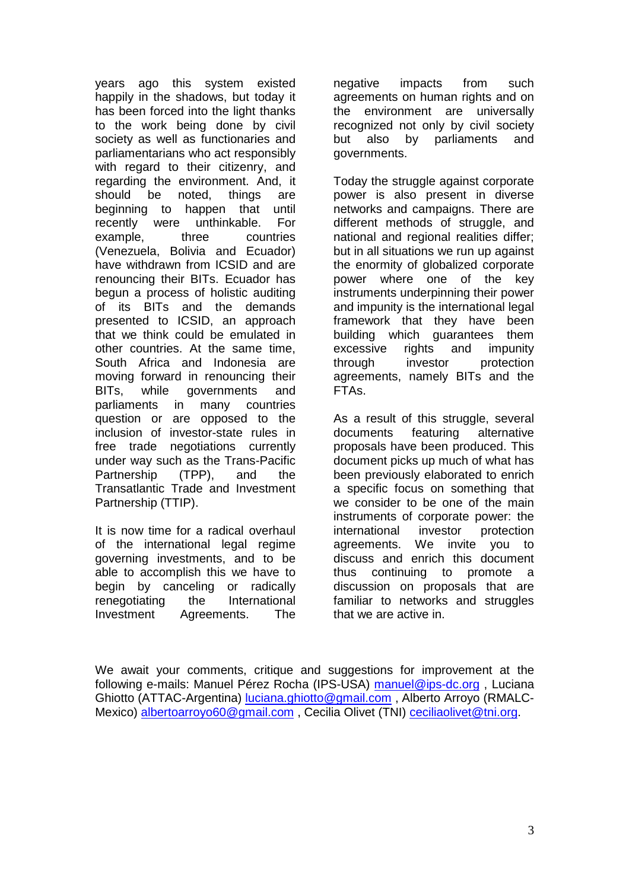years ago this system existed happily in the shadows, but today it has been forced into the light thanks to the work being done by civil society as well as functionaries and parliamentarians who act responsibly with regard to their citizenry, and regarding the environment. And, it should be noted, things are beginning to happen that until recently were unthinkable. For example, three countries (Venezuela, Bolivia and Ecuador) have withdrawn from ICSID and are renouncing their BITs. Ecuador has begun a process of holistic auditing of its BITs and the demands presented to ICSID, an approach that we think could be emulated in other countries. At the same time, South Africa and Indonesia are moving forward in renouncing their BITs, while governments and parliaments in many countries question or are opposed to the inclusion of investor-state rules in free trade negotiations currently under way such as the Trans-Pacific Partnership (TPP), and the Transatlantic Trade and Investment Partnership (TTIP).

It is now time for a radical overhaul of the international legal regime governing investments, and to be able to accomplish this we have to begin by canceling or radically renegotiating the International Investment Agreements. The negative impacts from such agreements on human rights and on the environment are universally recognized not only by civil society but also by parliaments and governments.

Today the struggle against corporate power is also present in diverse networks and campaigns. There are different methods of struggle, and national and regional realities differ; but in all situations we run up against the enormity of globalized corporate power where one of the key instruments underpinning their power and impunity is the international legal framework that they have been building which guarantees them excessive rights and impunity through investor protection agreements, namely BITs and the FTAs.

As a result of this struggle, several documents featuring alternative proposals have been produced. This document picks up much of what has been previously elaborated to enrich a specific focus on something that we consider to be one of the main instruments of corporate power: the international investor protection agreements. We invite you to discuss and enrich this document thus continuing to promote a discussion on proposals that are familiar to networks and struggles that we are active in.

We await your comments, critique and suggestions for improvement at the following e-mails: Manuel Pérez Rocha (IPS-USA) manuel@ips-dc.org , Luciana Ghiotto (ATTAC-Argentina) luciana.ghiotto@gmail.com , Alberto Arroyo (RMALC-Mexico) albertoarroyo60@gmail.com , Cecilia Olivet (TNI) ceciliaolivet@tni.org.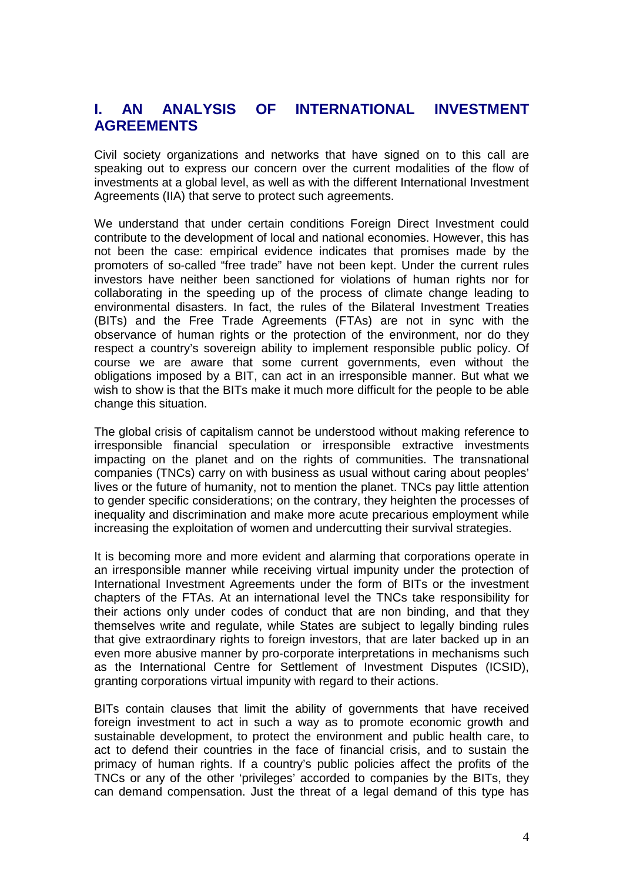## I. AN ANALYSIS OF INTERNATIONAL INVESTMENT AGREEMENTS

Civil society organizations and networks that have signed on to this call are speaking out to express our concern over the current modalities of the flow of investments at a global level, as well as with the different International Investment Agreements (IIA) that serve to protect such agreements.

We understand that under certain conditions Foreign Direct Investment could contribute to the development of local and national economies. However, this has not been the case: empirical evidence indicates that promises made by the promoters of so-called "free trade" have not been kept. Under the current rules investors have neither been sanctioned for violations of human rights nor for collaborating in the speeding up of the process of climate change leading to environmental disasters. In fact, the rules of the Bilateral Investment Treaties (BITs) and the Free Trade Agreements (FTAs) are not in sync with the observance of human rights or the protection of the environment, nor do they respect a country's sovereign ability to implement responsible public policy. Of course we are aware that some current governments, even without the obligations imposed by a BIT, can act in an irresponsible manner. But what we wish to show is that the BITs make it much more difficult for the people to be able change this situation.

The global crisis of capitalism cannot be understood without making reference to irresponsible financial speculation or irresponsible extractive investments impacting on the planet and on the rights of communities. The transnational companies (TNCs) carry on with business as usual without caring about peoples' lives or the future of humanity, not to mention the planet. TNCs pay little attention to gender specific considerations; on the contrary, they heighten the processes of inequality and discrimination and make more acute precarious employment while increasing the exploitation of women and undercutting their survival strategies.

It is becoming more and more evident and alarming that corporations operate in an irresponsible manner while receiving virtual impunity under the protection of International Investment Agreements under the form of BITs or the investment chapters of the FTAs. At an international level the TNCs take responsibility for their actions only under codes of conduct that are non binding, and that they themselves write and regulate, while States are subject to legally binding rules that give extraordinary rights to foreign investors, that are later backed up in an even more abusive manner by pro-corporate interpretations in mechanisms such as the International Centre for Settlement of Investment Disputes (ICSID), granting corporations virtual impunity with regard to their actions.

BITs contain clauses that limit the ability of governments that have received foreign investment to act in such a way as to promote economic growth and sustainable development, to protect the environment and public health care, to act to defend their countries in the face of financial crisis, and to sustain the primacy of human rights. If a country's public policies affect the profits of the TNCs or any of the other 'privileges' accorded to companies by the BITs, they can demand compensation. Just the threat of a legal demand of this type has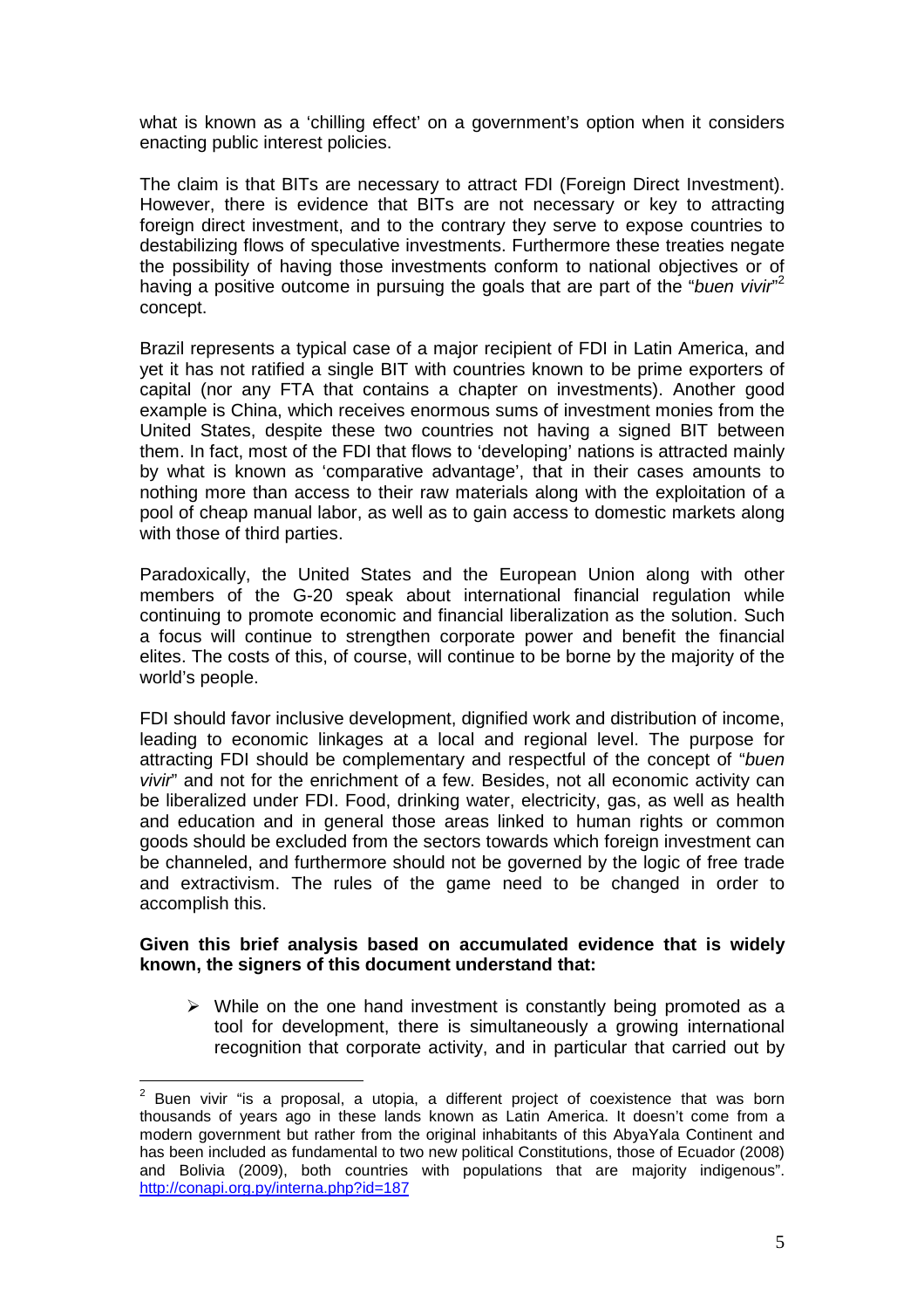what is known as a 'chilling effect' on a government's option when it considers enacting public interest policies.

The claim is that BITs are necessary to attract FDI (Foreign Direct Investment). However, there is evidence that BITs are not necessary or key to attracting foreign direct investment, and to the contrary they serve to expose countries to destabilizing flows of speculative investments. Furthermore these treaties negate the possibility of having those investments conform to national objectives or of having a positive outcome in pursuing the goals that are part of the "*buen vivir*"[2] concept.

Brazil represents a typical case of a major recipient of FDI in Latin America, and yet it has not ratified a single BIT with countries known to be prime exporters of capital (nor any FTA that contains a chapter on investments). Another good example is China, which receives enormous sums of investment monies from the United States, despite these two countries not having a signed BIT between them. In fact, most of the FDI that flows to 'developing' nations is attracted mainly by what is known as 'comparative advantage', that in their cases amounts to nothing more than access to their raw materials along with the exploitation of a pool of cheap manual labor, as well as to gain access to domestic markets along with those of third parties.

Paradoxically, the United States and the European Union along with other members of the G-20 speak about international financial regulation while continuing to promote economic and financial liberalization as the solution. Such a focus will continue to strengthen corporate power and benefit the financial elites. The costs of this, of course, will continue to be borne by the majority of the world's people.

FDI should favor inclusive development, dignified work and distribution of income, leading to economic linkages at a local and regional level. The purpose for attracting FDI should be complementary and respectful of the concept of "*buen vivir*" and not for the enrichment of a few. Besides, not all economic activity can be liberalized under FDI. Food, drinking water, electricity, gas, as well as health and education and in general those areas linked to human rights or common goods should be excluded from the sectors towards which foreign investment can be channeled, and furthermore should not be governed by the logic of free trade and extractivism. The rules of the game need to be changed in order to accomplish this.

**Given this brief analysis based on accumulated evidence that is widely known, the signers of this document understand that:**

- While on the one hand investment is constantly being promoted as a tool for development, there is simultaneously a growing international recognition that corporate activity, and in particular that carried out by

[2] Buen vivir "is a proposal, a utopia, a different project of coexistence that was born thousands of years ago in these lands known as Latin America. It doesn't come from a modern government but rather from the original inhabitants of this AbyaYala Continent and has been included as fundamental to two new political Constitutions, those of Ecuador (2008) and Bolivia (2009), both countries with populations that are majority indigenous". http://conapi.org.py/interna.php?id=187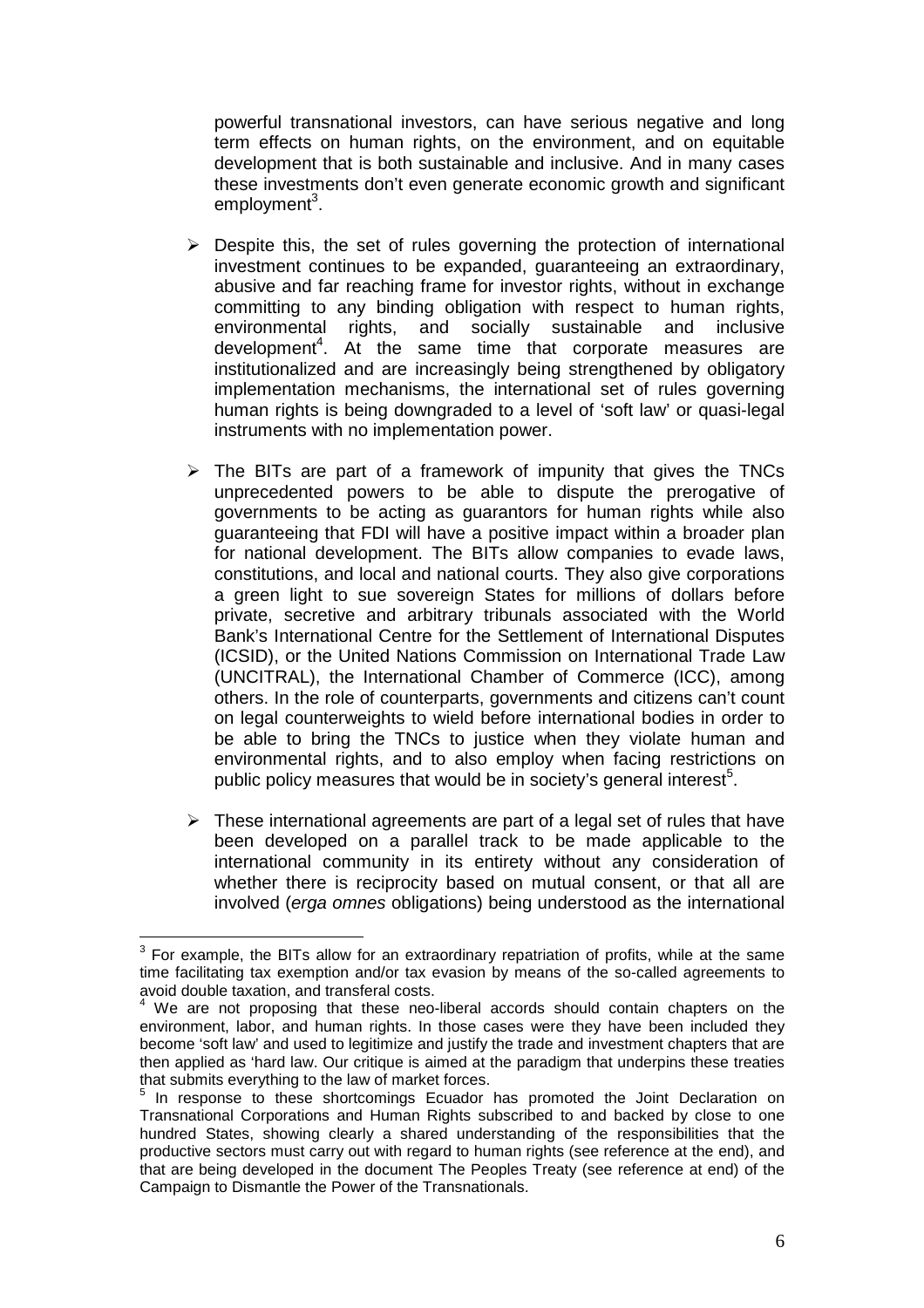powerful transnational investors, can have serious negative and long term effects on human rights, on the environment, and on equitable development that is both sustainable and inclusive. And in many cases these investments don't even generate economic growth and significant employment[3].

- Despite this, the set of rules governing the protection of international investment continues to be expanded, guaranteeing an extraordinary, abusive and far reaching frame for investor rights, without in exchange committing to any binding obligation with respect to human rights, environmental rights, and socially sustainable and inclusive development[4]. At the same time that corporate measures are institutionalized and are increasingly being strengthened by obligatory implementation mechanisms, the international set of rules governing human rights is being downgraded to a level of 'soft law' or quasi-legal instruments with no implementation power.

- The BITs are part of a framework of impunity that gives the TNCs unprecedented powers to be able to dispute the prerogative of governments to be acting as guarantors for human rights while also guaranteeing that FDI will have a positive impact within a broader plan for national development. The BITs allow companies to evade laws, constitutions, and local and national courts. They also give corporations a green light to sue sovereign States for millions of dollars before private, secretive and arbitrary tribunals associated with the World Bank's International Centre for the Settlement of International Disputes (ICSID), or the United Nations Commission on International Trade Law (UNCITRAL), the International Chamber of Commerce (ICC), among others. In the role of counterparts, governments and citizens can't count on legal counterweights to wield before international bodies in order to be able to bring the TNCs to justice when they violate human and environmental rights, and to also employ when facing restrictions on public policy measures that would be in society's general interest[5].

- These international agreements are part of a legal set of rules that have been developed on a parallel track to be made applicable to the international community in its entirety without any consideration of whether there is reciprocity based on mutual consent, or that all are involved (*erga omnes* obligations) being understood as the international

---

[3] For example, the BITs allow for an extraordinary repatriation of profits, while at the same time facilitating tax exemption and/or tax evasion by means of the so-called agreements to avoid double taxation, and transferal costs.

[4] We are not proposing that these neo-liberal accords should contain chapters on the environment, labor, and human rights. In those cases were they have been included they become 'soft law' and used to legitimize and justify the trade and investment chapters that are then applied as 'hard law. Our critique is aimed at the paradigm that underpins these treaties that submits everything to the law of market forces.

[5] In response to these shortcomings Ecuador has promoted the Joint Declaration on Transnational Corporations and Human Rights subscribed to and backed by close to one hundred States, showing clearly a shared understanding of the responsibilities that the productive sectors must carry out with regard to human rights (see reference at the end), and that are being developed in the document The Peoples Treaty (see reference at end) of the Campaign to Dismantle the Power of the Transnationals.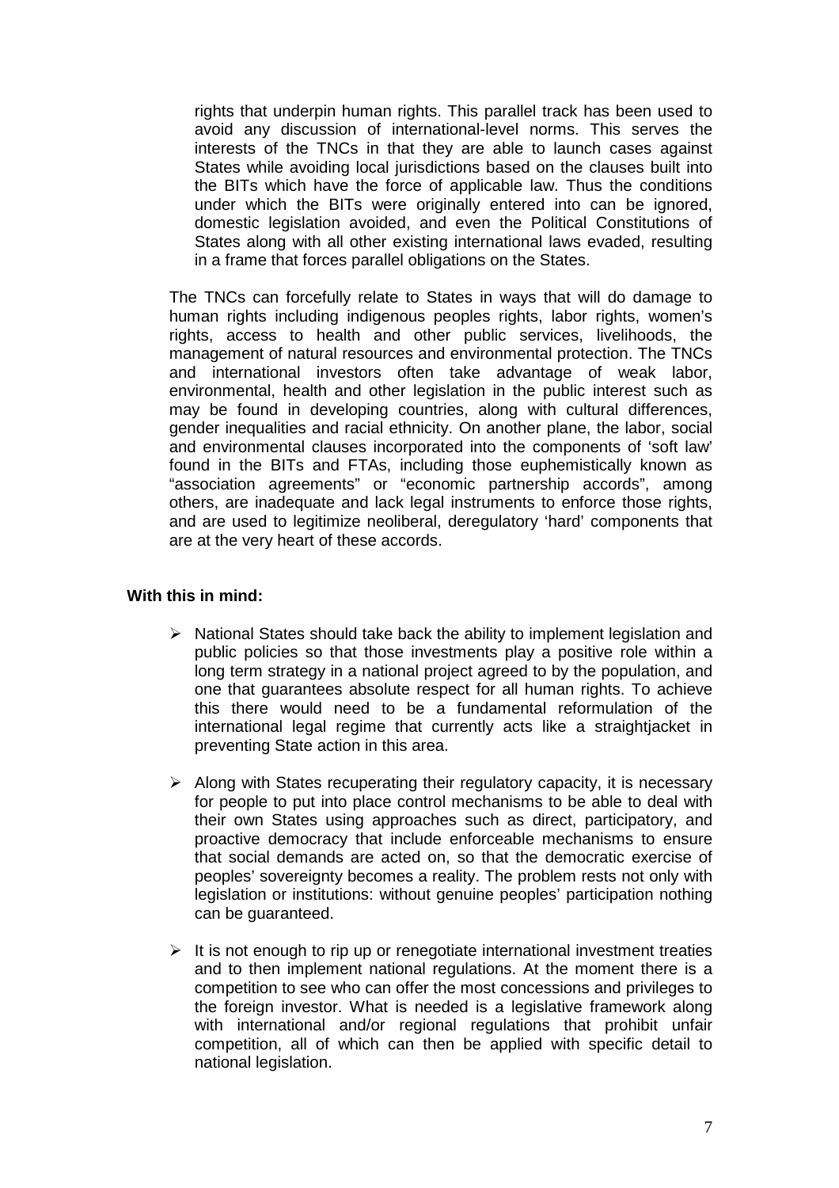rights that underpin human rights. This parallel track has been used to avoid any discussion of international-level norms. This serves the interests of the TNCs in that they are able to launch cases against States while avoiding local jurisdictions based on the clauses built into the BITs which have the force of applicable law. Thus the conditions under which the BITs were originally entered into can be ignored, domestic legislation avoided, and even the Political Constitutions of States along with all other existing international laws evaded, resulting in a frame that forces parallel obligations on the States.

The TNCs can forcefully relate to States in ways that will do damage to human rights including indigenous peoples rights, labor rights, women's rights, access to health and other public services, livelihoods, the management of natural resources and environmental protection. The TNCs and international investors often take advantage of weak labor, environmental, health and other legislation in the public interest such as may be found in developing countries, along with cultural differences, gender inequalities and racial ethnicity. On another plane, the labor, social and environmental clauses incorporated into the components of 'soft law' found in the BITs and FTAs, including those euphemistically known as "association agreements" or "economic partnership accords", among others, are inadequate and lack legal instruments to enforce those rights, and are used to legitimize neoliberal, deregulatory 'hard' components that are at the very heart of these accords.

**With this in mind:**

- National States should take back the ability to implement legislation and public policies so that those investments play a positive role within a long term strategy in a national project agreed to by the population, and one that guarantees absolute respect for all human rights. To achieve this there would need to be a fundamental reformulation of the international legal regime that currently acts like a straightjacket in preventing State action in this area.

- Along with States recuperating their regulatory capacity, it is necessary for people to put into place control mechanisms to be able to deal with their own States using approaches such as direct, participatory, and proactive democracy that include enforceable mechanisms to ensure that social demands are acted on, so that the democratic exercise of peoples' sovereignty becomes a reality. The problem rests not only with legislation or institutions: without genuine peoples' participation nothing can be guaranteed.

- It is not enough to rip up or renegotiate international investment treaties and to then implement national regulations. At the moment there is a competition to see who can offer the most concessions and privileges to the foreign investor. What is needed is a legislative framework along with international and/or regional regulations that prohibit unfair competition, all of which can then be applied with specific detail to national legislation.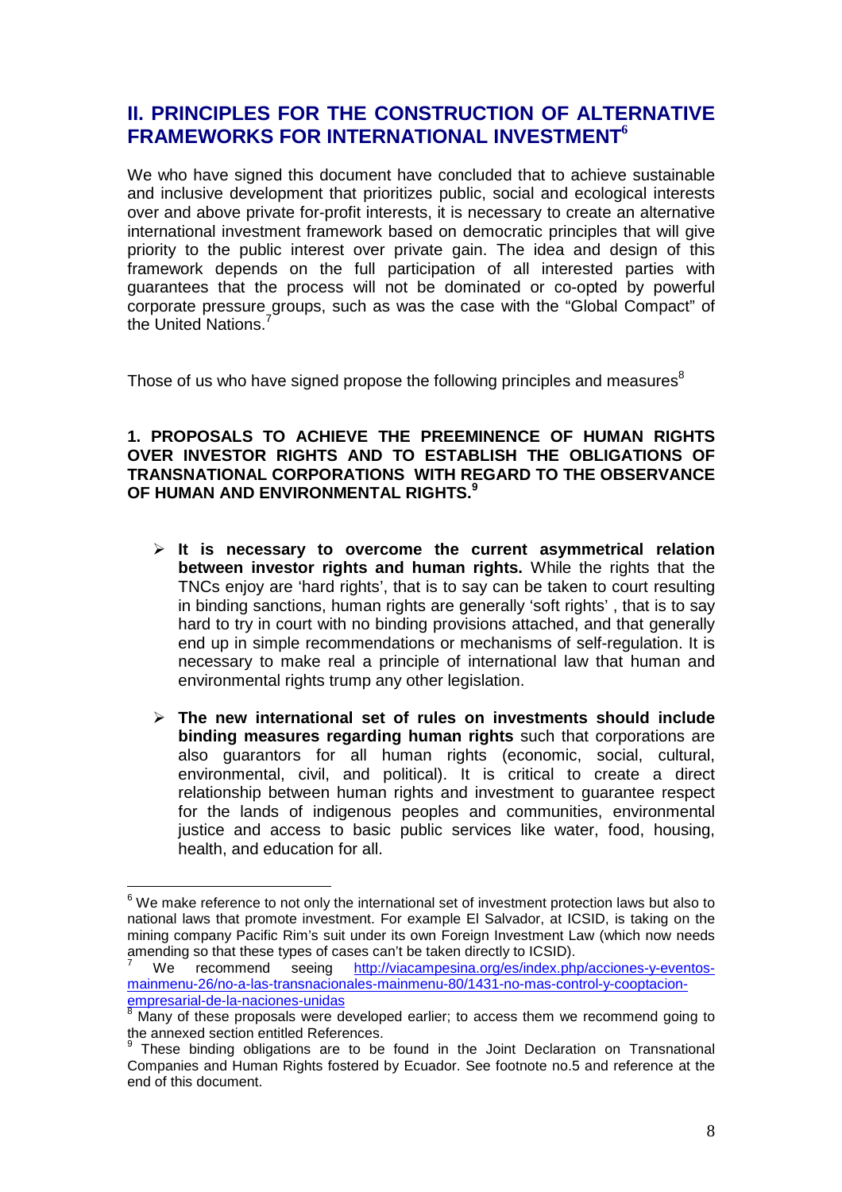## II. PRINCIPLES FOR THE CONSTRUCTION OF ALTERNATIVE FRAMEWORKS FOR INTERNATIONAL INVESTMENT[6]

We who have signed this document have concluded that to achieve sustainable and inclusive development that prioritizes public, social and ecological interests over and above private for-profit interests, it is necessary to create an alternative international investment framework based on democratic principles that will give priority to the public interest over private gain. The idea and design of this framework depends on the full participation of all interested parties with guarantees that the process will not be dominated or co-opted by powerful corporate pressure groups, such as was the case with the "Global Compact" of the United Nations.[7]

Those of us who have signed propose the following principles and measures[8]

### 1. PROPOSALS TO ACHIEVE THE PREEMINENCE OF HUMAN RIGHTS OVER INVESTOR RIGHTS AND TO ESTABLISH THE OBLIGATIONS OF TRANSNATIONAL CORPORATIONS WITH REGARD TO THE OBSERVANCE OF HUMAN AND ENVIRONMENTAL RIGHTS.[9]

- **It is necessary to overcome the current asymmetrical relation between investor rights and human rights.** While the rights that the TNCs enjoy are 'hard rights', that is to say can be taken to court resulting in binding sanctions, human rights are generally 'soft rights' , that is to say hard to try in court with no binding provisions attached, and that generally end up in simple recommendations or mechanisms of self-regulation. It is necessary to make real a principle of international law that human and environmental rights trump any other legislation.

- **The new international set of rules on investments should include binding measures regarding human rights** such that corporations are also guarantors for all human rights (economic, social, cultural, environmental, civil, and political). It is critical to create a direct relationship between human rights and investment to guarantee respect for the lands of indigenous peoples and communities, environmental justice and access to basic public services like water, food, housing, health, and education for all.

---

[6] We make reference to not only the international set of investment protection laws but also to national laws that promote investment. For example El Salvador, at ICSID, is taking on the mining company Pacific Rim's suit under its own Foreign Investment Law (which now needs amending so that these types of cases can't be taken directly to ICSID).

[7] We recommend seeing http://viacampesina.org/es/index.php/acciones-y-eventos-mainmenu-26/no-a-las-transnacionales-mainmenu-80/1431-no-mas-control-y-cooptacion-empresarial-de-la-naciones-unidas

[8] Many of these proposals were developed earlier; to access them we recommend going to the annexed section entitled References.

[9] These binding obligations are to be found in the Joint Declaration on Transnational Companies and Human Rights fostered by Ecuador. See footnote no.5 and reference at the end of this document.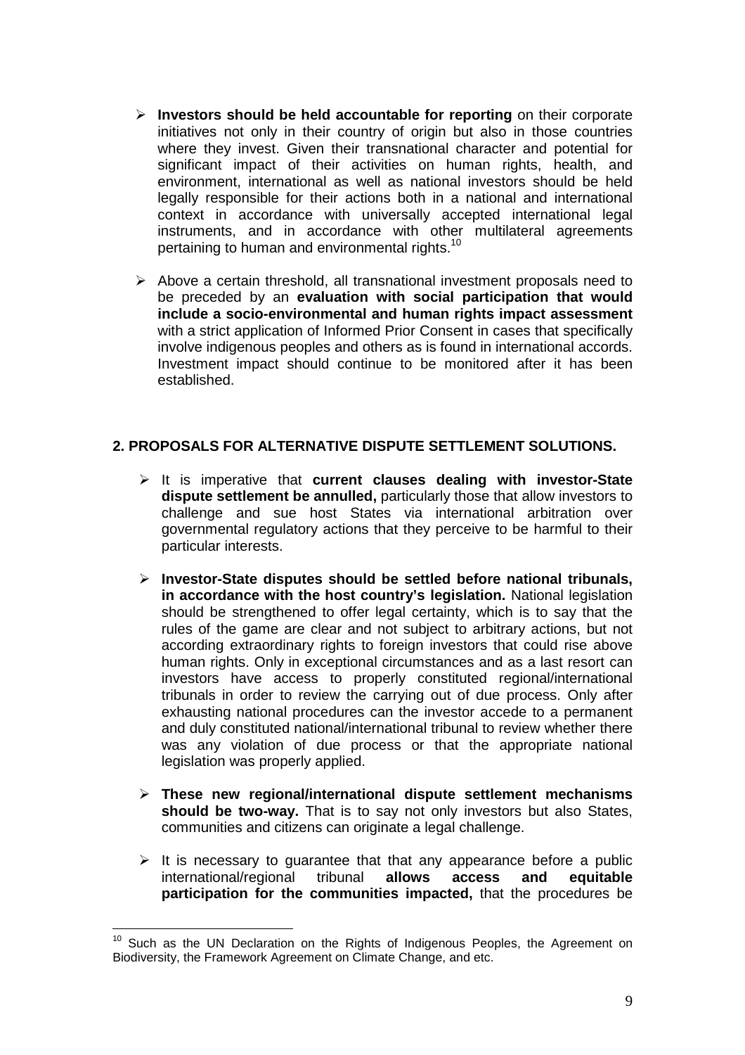- **Investors should be held accountable for reporting** on their corporate initiatives not only in their country of origin but also in those countries where they invest. Given their transnational character and potential for significant impact of their activities on human rights, health, and environment, international as well as national investors should be held legally responsible for their actions both in a national and international context in accordance with universally accepted international legal instruments, and in accordance with other multilateral agreements pertaining to human and environmental rights.[10]

- Above a certain threshold, all transnational investment proposals need to be preceded by an **evaluation with social participation that would include a socio-environmental and human rights impact assessment** with a strict application of Informed Prior Consent in cases that specifically involve indigenous peoples and others as is found in international accords. Investment impact should continue to be monitored after it has been established.

## 2. PROPOSALS FOR ALTERNATIVE DISPUTE SETTLEMENT SOLUTIONS.

- It is imperative that **current clauses dealing with investor-State dispute settlement be annulled,** particularly those that allow investors to challenge and sue host States via international arbitration over governmental regulatory actions that they perceive to be harmful to their particular interests.

- **Investor-State disputes should be settled before national tribunals, in accordance with the host country's legislation.** National legislation should be strengthened to offer legal certainty, which is to say that the rules of the game are clear and not subject to arbitrary actions, but not according extraordinary rights to foreign investors that could rise above human rights. Only in exceptional circumstances and as a last resort can investors have access to properly constituted regional/international tribunals in order to review the carrying out of due process. Only after exhausting national procedures can the investor accede to a permanent and duly constituted national/international tribunal to review whether there was any violation of due process or that the appropriate national legislation was properly applied.

- **These new regional/international dispute settlement mechanisms should be two-way.** That is to say not only investors but also States, communities and citizens can originate a legal challenge.

- It is necessary to guarantee that that any appearance before a public international/regional tribunal **allows access and equitable participation for the communities impacted,** that the procedures be

---

[10] Such as the UN Declaration on the Rights of Indigenous Peoples, the Agreement on Biodiversity, the Framework Agreement on Climate Change, and etc.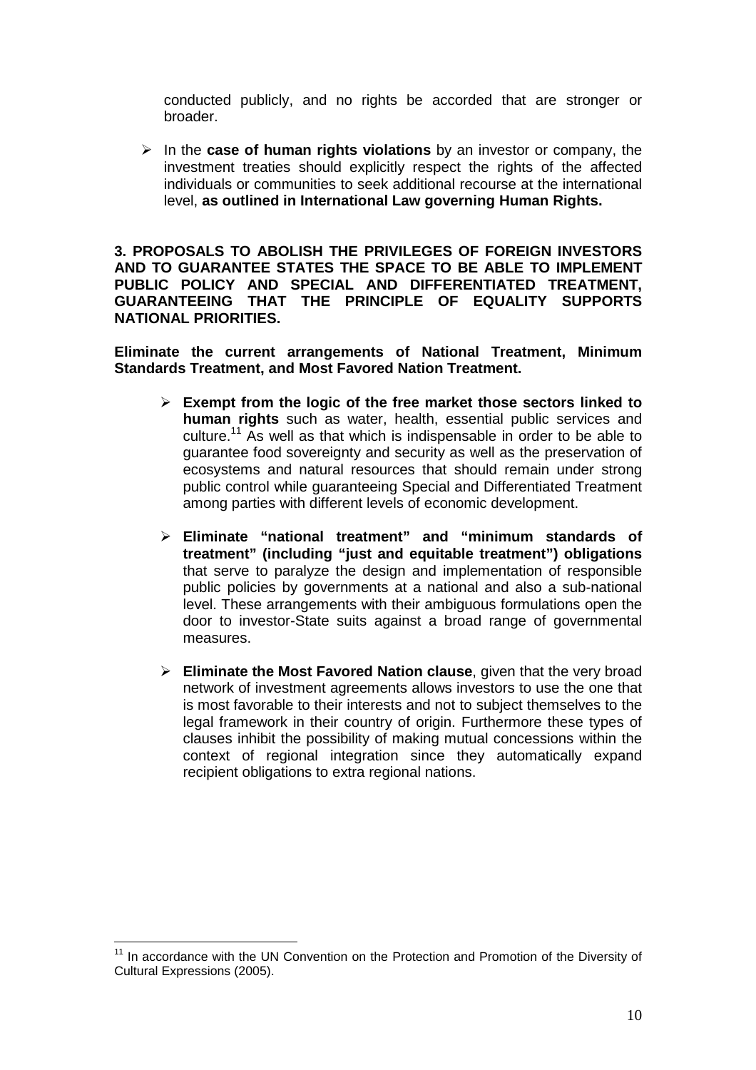conducted publicly, and no rights be accorded that are stronger or broader.

- In the **case of human rights violations** by an investor or company, the investment treaties should explicitly respect the rights of the affected individuals or communities to seek additional recourse at the international level, **as outlined in International Law governing Human Rights.**

**3. PROPOSALS TO ABOLISH THE PRIVILEGES OF FOREIGN INVESTORS AND TO GUARANTEE STATES THE SPACE TO BE ABLE TO IMPLEMENT PUBLIC POLICY AND SPECIAL AND DIFFERENTIATED TREATMENT, GUARANTEEING THAT THE PRINCIPLE OF EQUALITY SUPPORTS NATIONAL PRIORITIES.**

**Eliminate the current arrangements of National Treatment, Minimum Standards Treatment, and Most Favored Nation Treatment.**

- **Exempt from the logic of the free market those sectors linked to human rights** such as water, health, essential public services and culture.[11] As well as that which is indispensable in order to be able to guarantee food sovereignty and security as well as the preservation of ecosystems and natural resources that should remain under strong public control while guaranteeing Special and Differentiated Treatment among parties with different levels of economic development.

- **Eliminate "national treatment" and "minimum standards of treatment" (including "just and equitable treatment") obligations** that serve to paralyze the design and implementation of responsible public policies by governments at a national and also a sub-national level. These arrangements with their ambiguous formulations open the door to investor-State suits against a broad range of governmental measures.

- **Eliminate the Most Favored Nation clause**, given that the very broad network of investment agreements allows investors to use the one that is most favorable to their interests and not to subject themselves to the legal framework in their country of origin. Furthermore these types of clauses inhibit the possibility of making mutual concessions within the context of regional integration since they automatically expand recipient obligations to extra regional nations.

---

[11] In accordance with the UN Convention on the Protection and Promotion of the Diversity of Cultural Expressions (2005).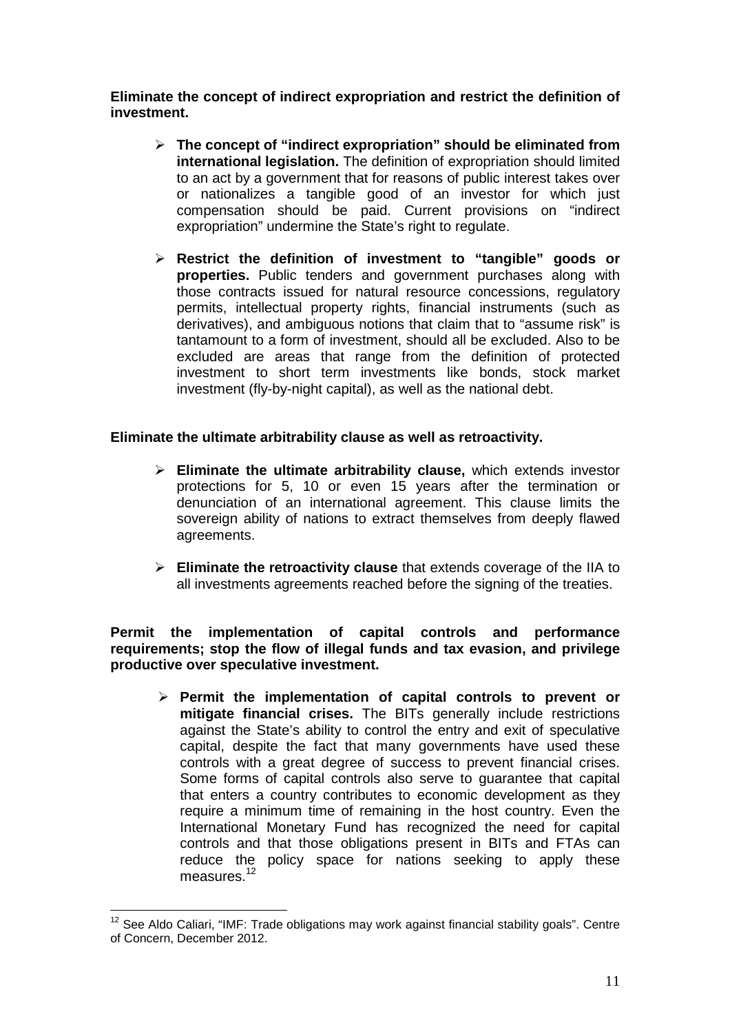**Eliminate the concept of indirect expropriation and restrict the definition of investment.**

- **The concept of "indirect expropriation" should be eliminated from international legislation.** The definition of expropriation should limited to an act by a government that for reasons of public interest takes over or nationalizes a tangible good of an investor for which just compensation should be paid. Current provisions on "indirect expropriation" undermine the State's right to regulate.

- **Restrict the definition of investment to "tangible" goods or properties.** Public tenders and government purchases along with those contracts issued for natural resource concessions, regulatory permits, intellectual property rights, financial instruments (such as derivatives), and ambiguous notions that claim that to "assume risk" is tantamount to a form of investment, should all be excluded. Also to be excluded are areas that range from the definition of protected investment to short term investments like bonds, stock market investment (fly-by-night capital), as well as the national debt.

**Eliminate the ultimate arbitrability clause as well as retroactivity.**

- **Eliminate the ultimate arbitrability clause,** which extends investor protections for 5, 10 or even 15 years after the termination or denunciation of an international agreement. This clause limits the sovereign ability of nations to extract themselves from deeply flawed agreements.

- **Eliminate the retroactivity clause** that extends coverage of the IIA to all investments agreements reached before the signing of the treaties.

**Permit the implementation of capital controls and performance requirements; stop the flow of illegal funds and tax evasion, and privilege productive over speculative investment.**

- **Permit the implementation of capital controls to prevent or mitigate financial crises.** The BITs generally include restrictions against the State's ability to control the entry and exit of speculative capital, despite the fact that many governments have used these controls with a great degree of success to prevent financial crises. Some forms of capital controls also serve to guarantee that capital that enters a country contributes to economic development as they require a minimum time of remaining in the host country. Even the International Monetary Fund has recognized the need for capital controls and that those obligations present in BITs and FTAs can reduce the policy space for nations seeking to apply these measures.[12]

[12] See Aldo Caliari, "IMF: Trade obligations may work against financial stability goals". Centre of Concern, December 2012.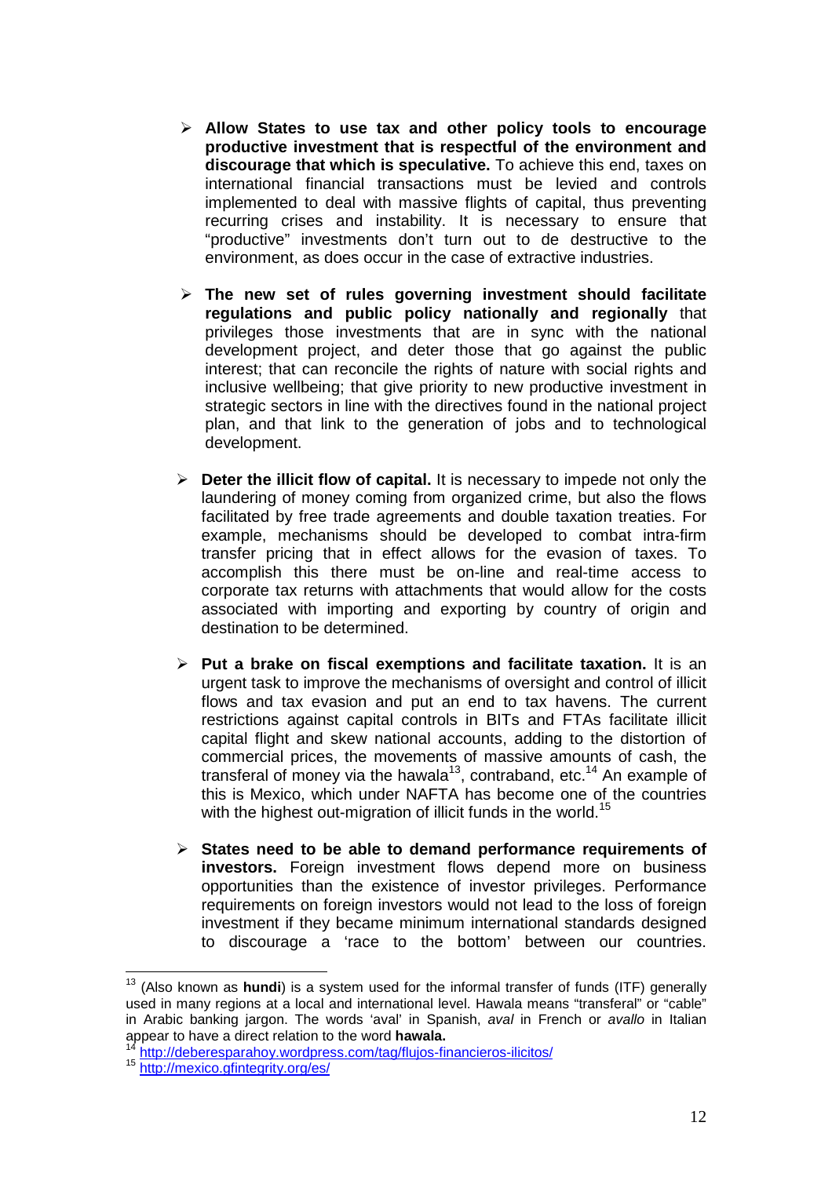- **Allow States to use tax and other policy tools to encourage productive investment that is respectful of the environment and discourage that which is speculative.** To achieve this end, taxes on international financial transactions must be levied and controls implemented to deal with massive flights of capital, thus preventing recurring crises and instability. It is necessary to ensure that "productive" investments don't turn out to de destructive to the environment, as does occur in the case of extractive industries.

- **The new set of rules governing investment should facilitate regulations and public policy nationally and regionally** that privileges those investments that are in sync with the national development project, and deter those that go against the public interest; that can reconcile the rights of nature with social rights and inclusive wellbeing; that give priority to new productive investment in strategic sectors in line with the directives found in the national project plan, and that link to the generation of jobs and to technological development.

- **Deter the illicit flow of capital.** It is necessary to impede not only the laundering of money coming from organized crime, but also the flows facilitated by free trade agreements and double taxation treaties. For example, mechanisms should be developed to combat intra-firm transfer pricing that in effect allows for the evasion of taxes. To accomplish this there must be on-line and real-time access to corporate tax returns with attachments that would allow for the costs associated with importing and exporting by country of origin and destination to be determined.

- **Put a brake on fiscal exemptions and facilitate taxation.** It is an urgent task to improve the mechanisms of oversight and control of illicit flows and tax evasion and put an end to tax havens. The current restrictions against capital controls in BITs and FTAs facilitate illicit capital flight and skew national accounts, adding to the distortion of commercial prices, the movements of massive amounts of cash, the transferal of money via the hawala[13], contraband, etc.[14] An example of this is Mexico, which under NAFTA has become one of the countries with the highest out-migration of illicit funds in the world.[15]

- **States need to be able to demand performance requirements of investors.** Foreign investment flows depend more on business opportunities than the existence of investor privileges. Performance requirements on foreign investors would not lead to the loss of foreign investment if they became minimum international standards designed to discourage a 'race to the bottom' between our countries.

---

[13] (Also known as **hundi**) is a system used for the informal transfer of funds (ITF) generally used in many regions at a local and international level. Hawala means "transferal" or "cable" in Arabic banking jargon. The words 'aval' in Spanish, *aval* in French or *avallo* in Italian appear to have a direct relation to the word **hawala.**

[14] http://deberesparahoy.wordpress.com/tag/flujos-financieros-ilicitos/

[15] http://mexico.gfintegrity.org/es/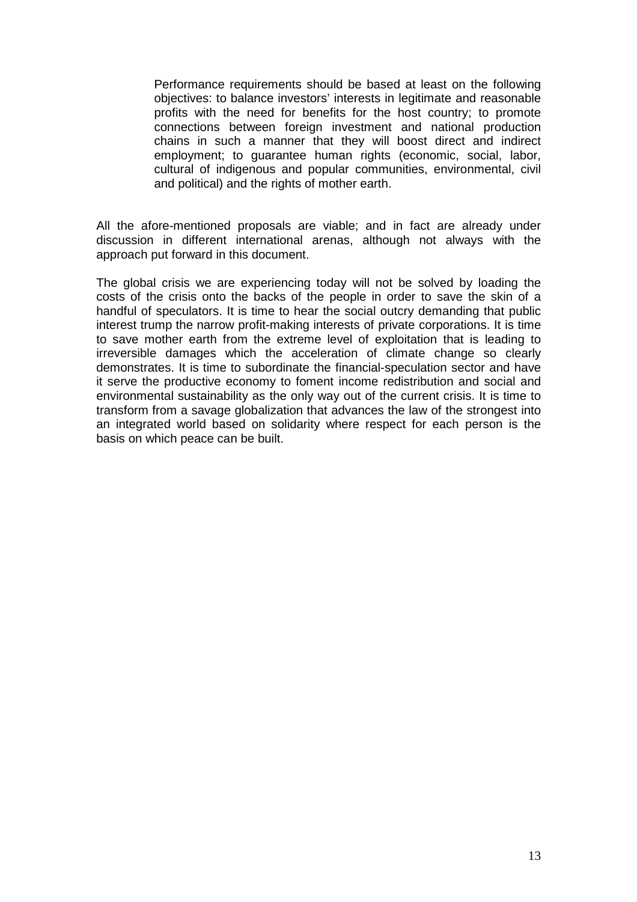> Performance requirements should be based at least on the following objectives: to balance investors' interests in legitimate and reasonable profits with the need for benefits for the host country; to promote connections between foreign investment and national production chains in such a manner that they will boost direct and indirect employment; to guarantee human rights (economic, social, labor, cultural of indigenous and popular communities, environmental, civil and political) and the rights of mother earth.

All the afore-mentioned proposals are viable; and in fact are already under discussion in different international arenas, although not always with the approach put forward in this document.

The global crisis we are experiencing today will not be solved by loading the costs of the crisis onto the backs of the people in order to save the skin of a handful of speculators. It is time to hear the social outcry demanding that public interest trump the narrow profit-making interests of private corporations. It is time to save mother earth from the extreme level of exploitation that is leading to irreversible damages which the acceleration of climate change so clearly demonstrates. It is time to subordinate the financial-speculation sector and have it serve the productive economy to foment income redistribution and social and environmental sustainability as the only way out of the current crisis. It is time to transform from a savage globalization that advances the law of the strongest into an integrated world based on solidarity where respect for each person is the basis on which peace can be built.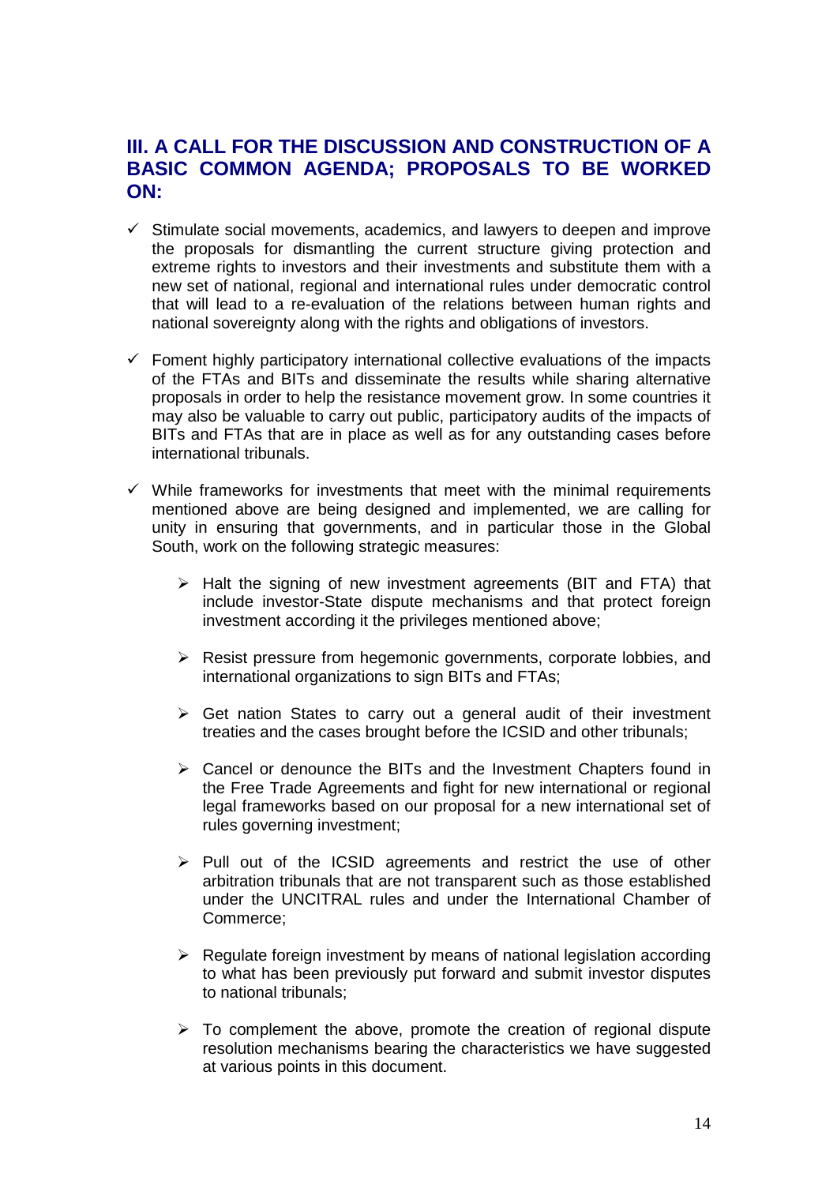## III. A CALL FOR THE DISCUSSION AND CONSTRUCTION OF A BASIC COMMON AGENDA; PROPOSALS TO BE WORKED ON:

- ✓ Stimulate social movements, academics, and lawyers to deepen and improve the proposals for dismantling the current structure giving protection and extreme rights to investors and their investments and substitute them with a new set of national, regional and international rules under democratic control that will lead to a re-evaluation of the relations between human rights and national sovereignty along with the rights and obligations of investors.

- ✓ Foment highly participatory international collective evaluations of the impacts of the FTAs and BITs and disseminate the results while sharing alternative proposals in order to help the resistance movement grow. In some countries it may also be valuable to carry out public, participatory audits of the impacts of BITs and FTAs that are in place as well as for any outstanding cases before international tribunals.

- ✓ While frameworks for investments that meet with the minimal requirements mentioned above are being designed and implemented, we are calling for unity in ensuring that governments, and in particular those in the Global South, work on the following strategic measures:

  - ➢ Halt the signing of new investment agreements (BIT and FTA) that include investor-State dispute mechanisms and that protect foreign investment according it the privileges mentioned above;

  - ➢ Resist pressure from hegemonic governments, corporate lobbies, and international organizations to sign BITs and FTAs;

  - ➢ Get nation States to carry out a general audit of their investment treaties and the cases brought before the ICSID and other tribunals;

  - ➢ Cancel or denounce the BITs and the Investment Chapters found in the Free Trade Agreements and fight for new international or regional legal frameworks based on our proposal for a new international set of rules governing investment;

  - ➢ Pull out of the ICSID agreements and restrict the use of other arbitration tribunals that are not transparent such as those established under the UNCITRAL rules and under the International Chamber of Commerce;

  - ➢ Regulate foreign investment by means of national legislation according to what has been previously put forward and submit investor disputes to national tribunals;

  - ➢ To complement the above, promote the creation of regional dispute resolution mechanisms bearing the characteristics we have suggested at various points in this document.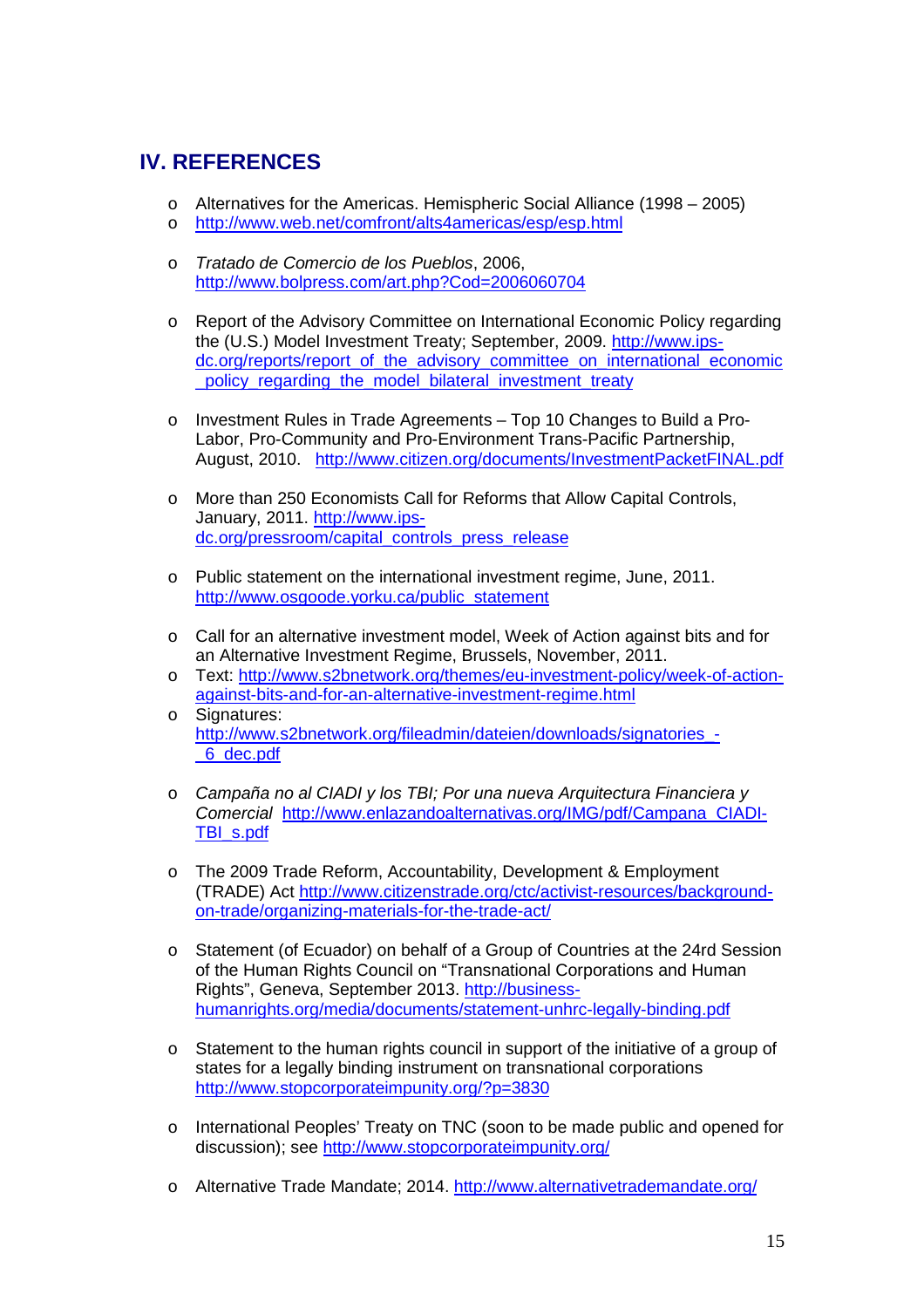## IV. REFERENCES

- Alternatives for the Americas. Hemispheric Social Alliance (1998 – 2005)
- http://www.web.net/comfront/alts4americas/esp/esp.html

- *Tratado de Comercio de los Pueblos*, 2006, http://www.bolpress.com/art.php?Cod=2006060704

- Report of the Advisory Committee on International Economic Policy regarding the (U.S.) Model Investment Treaty; September, 2009. http://www.ips-dc.org/reports/report_of_the_advisory_committee_on_international_economic_policy_regarding_the_model_bilateral_investment_treaty

- Investment Rules in Trade Agreements – Top 10 Changes to Build a Pro-Labor, Pro-Community and Pro-Environment Trans-Pacific Partnership, August, 2010. http://www.citizen.org/documents/InvestmentPacketFINAL.pdf

- More than 250 Economists Call for Reforms that Allow Capital Controls, January, 2011. http://www.ips-dc.org/pressroom/capital_controls_press_release

- Public statement on the international investment regime, June, 2011. http://www.osgoode.yorku.ca/public_statement

- Call for an alternative investment model, Week of Action against bits and for an Alternative Investment Regime, Brussels, November, 2011.
- Text: http://www.s2bnetwork.org/themes/eu-investment-policy/week-of-action-against-bits-and-for-an-alternative-investment-regime.html
- Signatures: http://www.s2bnetwork.org/fileadmin/dateien/downloads/signatories_-_6_dec.pdf

- *Campaña no al CIADI y los TBI; Por una nueva Arquitectura Financiera y Comercial* http://www.enlazandoalternativas.org/IMG/pdf/Campana_CIADI-TBI_s.pdf

- The 2009 Trade Reform, Accountability, Development & Employment (TRADE) Act http://www.citizenstrade.org/ctc/activist-resources/background-on-trade/organizing-materials-for-the-trade-act/

- Statement (of Ecuador) on behalf of a Group of Countries at the 24rd Session of the Human Rights Council on "Transnational Corporations and Human Rights", Geneva, September 2013. http://business-humanrights.org/media/documents/statement-unhrc-legally-binding.pdf

- Statement to the human rights council in support of the initiative of a group of states for a legally binding instrument on transnational corporations http://www.stopcorporateimpunity.org/?p=3830

- International Peoples' Treaty on TNC (soon to be made public and opened for discussion); see http://www.stopcorporateimpunity.org/

- Alternative Trade Mandate; 2014. http://www.alternativetrademandate.org/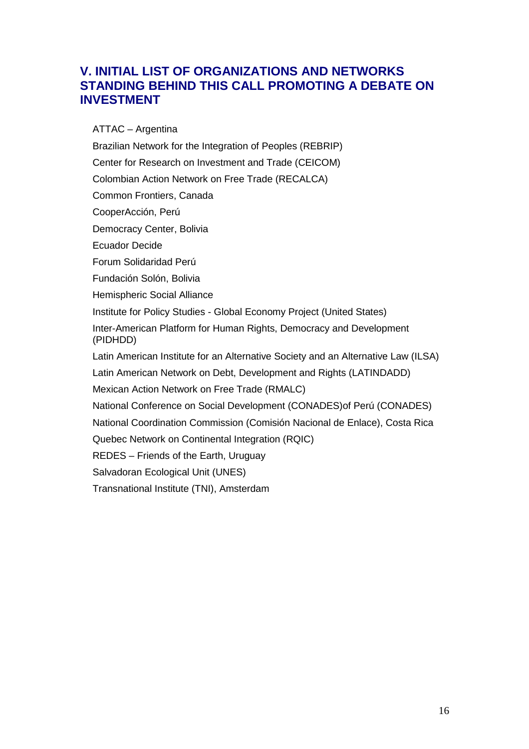## V. INITIAL LIST OF ORGANIZATIONS AND NETWORKS STANDING BEHIND THIS CALL PROMOTING A DEBATE ON INVESTMENT

ATTAC – Argentina

Brazilian Network for the Integration of Peoples (REBRIP)

Center for Research on Investment and Trade (CEICOM)

Colombian Action Network on Free Trade (RECALCA)

Common Frontiers, Canada

CooperAcción, Perú

Democracy Center, Bolivia

Ecuador Decide

Forum Solidaridad Perú

Fundación Solón, Bolivia

Hemispheric Social Alliance

Institute for Policy Studies - Global Economy Project (United States)

Inter-American Platform for Human Rights, Democracy and Development (PIDHDD)

Latin American Institute for an Alternative Society and an Alternative Law (ILSA)

Latin American Network on Debt, Development and Rights (LATINDADD)

Mexican Action Network on Free Trade (RMALC)

National Conference on Social Development (CONADES)of Perú (CONADES)

National Coordination Commission (Comisión Nacional de Enlace), Costa Rica

Quebec Network on Continental Integration (RQIC)

REDES – Friends of the Earth, Uruguay

Salvadoran Ecological Unit (UNES)

Transnational Institute (TNI), Amsterdam